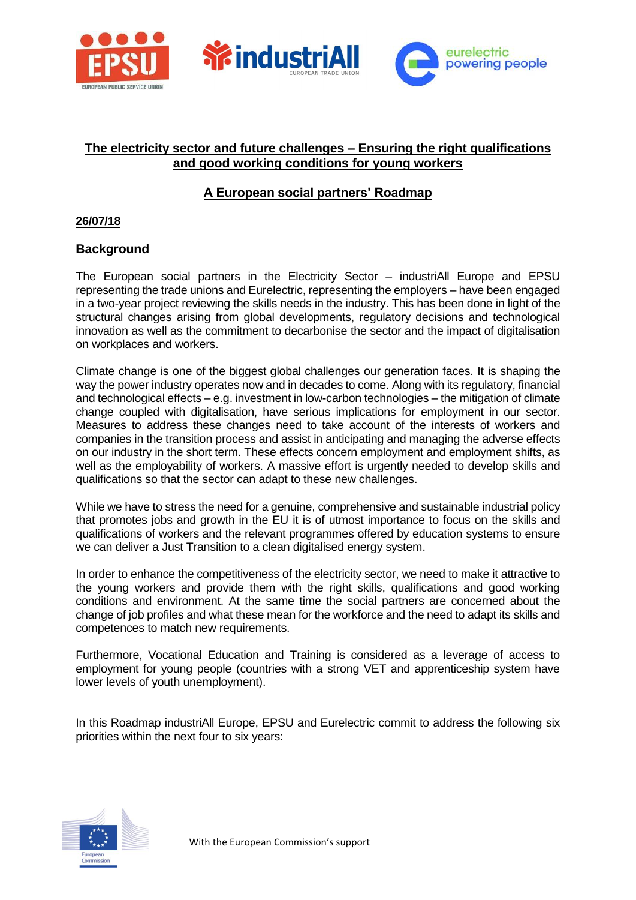# The electricity sector and future challenges – Ensuring the right qualifications and good working conditions for young workers

## A European social partners' Roadmap

**26/07/18**

## Background

The European social partners in the Electricity Sector – industriAll Europe and EPSU representing the trade unions and Eurelectric, representing the employers – have been engaged in a two-year project reviewing the skills needs in the industry. This has been done in light of the structural changes arising from global developments, regulatory decisions and technological innovation as well as the commitment to decarbonise the sector and the impact of digitalisation on workplaces and workers.

Climate change is one of the biggest global challenges our generation faces. It is shaping the way the power industry operates now and in decades to come. Along with its regulatory, financial and technological effects – e.g. investment in low-carbon technologies – the mitigation of climate change coupled with digitalisation, have serious implications for employment in our sector. Measures to address these changes need to take account of the interests of workers and companies in the transition process and assist in anticipating and managing the adverse effects on our industry in the short term. These effects concern employment and employment shifts, as well as the employability of workers. A massive effort is urgently needed to develop skills and qualifications so that the sector can adapt to these new challenges.

While we have to stress the need for a genuine, comprehensive and sustainable industrial policy that promotes jobs and growth in the EU it is of utmost importance to focus on the skills and qualifications of workers and the relevant programmes offered by education systems to ensure we can deliver a Just Transition to a clean digitalised energy system.

In order to enhance the competitiveness of the electricity sector, we need to make it attractive to the young workers and provide them with the right skills, qualifications and good working conditions and environment. At the same time the social partners are concerned about the change of job profiles and what these mean for the workforce and the need to adapt its skills and competences to match new requirements.

Furthermore, Vocational Education and Training is considered as a leverage of access to employment for young people (countries with a strong VET and apprenticeship system have lower levels of youth unemployment).

In this Roadmap industriAll Europe, EPSU and Eurelectric commit to address the following six priorities within the next four to six years:

With the European Commission's support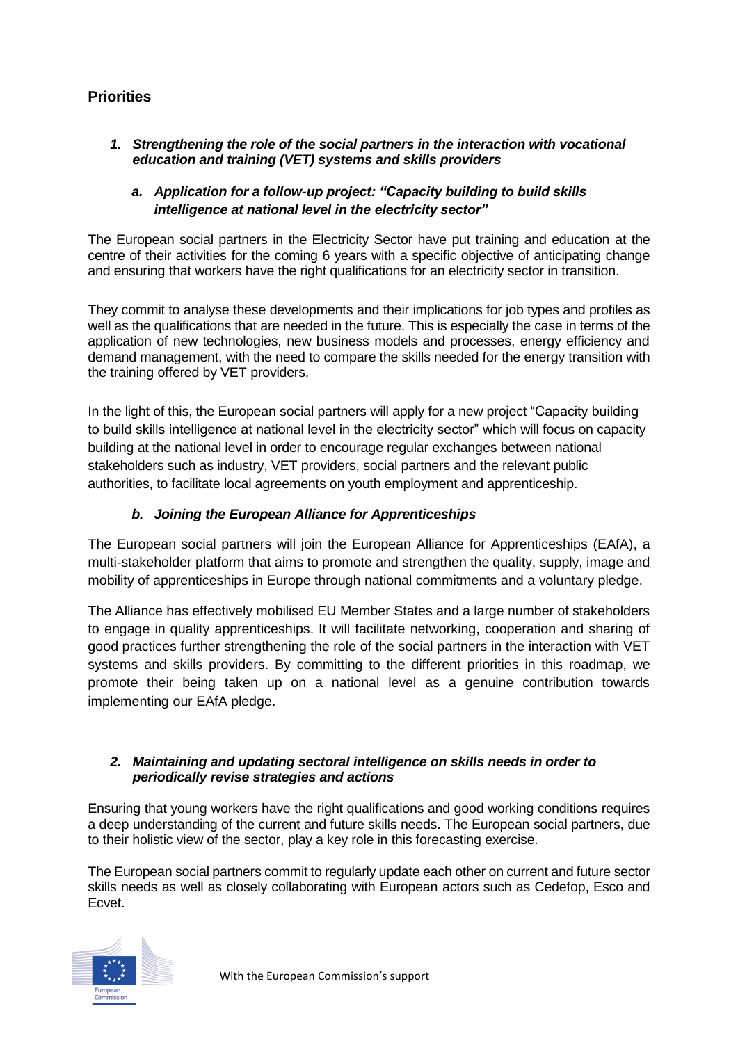## Priorities

### *1. Strengthening the role of the social partners in the interaction with vocational education and training (VET) systems and skills providers*

#### *a. Application for a follow-up project: "Capacity building to build skills intelligence at national level in the electricity sector"*

The European social partners in the Electricity Sector have put training and education at the centre of their activities for the coming 6 years with a specific objective of anticipating change and ensuring that workers have the right qualifications for an electricity sector in transition.

They commit to analyse these developments and their implications for job types and profiles as well as the qualifications that are needed in the future. This is especially the case in terms of the application of new technologies, new business models and processes, energy efficiency and demand management, with the need to compare the skills needed for the energy transition with the training offered by VET providers.

In the light of this, the European social partners will apply for a new project "Capacity building to build skills intelligence at national level in the electricity sector" which will focus on capacity building at the national level in order to encourage regular exchanges between national stakeholders such as industry, VET providers, social partners and the relevant public authorities, to facilitate local agreements on youth employment and apprenticeship.

#### *b. Joining the European Alliance for Apprenticeships*

The European social partners will join the European Alliance for Apprenticeships (EAfA), a multi-stakeholder platform that aims to promote and strengthen the quality, supply, image and mobility of apprenticeships in Europe through national commitments and a voluntary pledge.

The Alliance has effectively mobilised EU Member States and a large number of stakeholders to engage in quality apprenticeships. It will facilitate networking, cooperation and sharing of good practices further strengthening the role of the social partners in the interaction with VET systems and skills providers. By committing to the different priorities in this roadmap, we promote their being taken up on a national level as a genuine contribution towards implementing our EAfA pledge.

### *2. Maintaining and updating sectoral intelligence on skills needs in order to periodically revise strategies and actions*

Ensuring that young workers have the right qualifications and good working conditions requires a deep understanding of the current and future skills needs. The European social partners, due to their holistic view of the sector, play a key role in this forecasting exercise.

The European social partners commit to regularly update each other on current and future sector skills needs as well as closely collaborating with European actors such as Cedefop, Esco and Ecvet.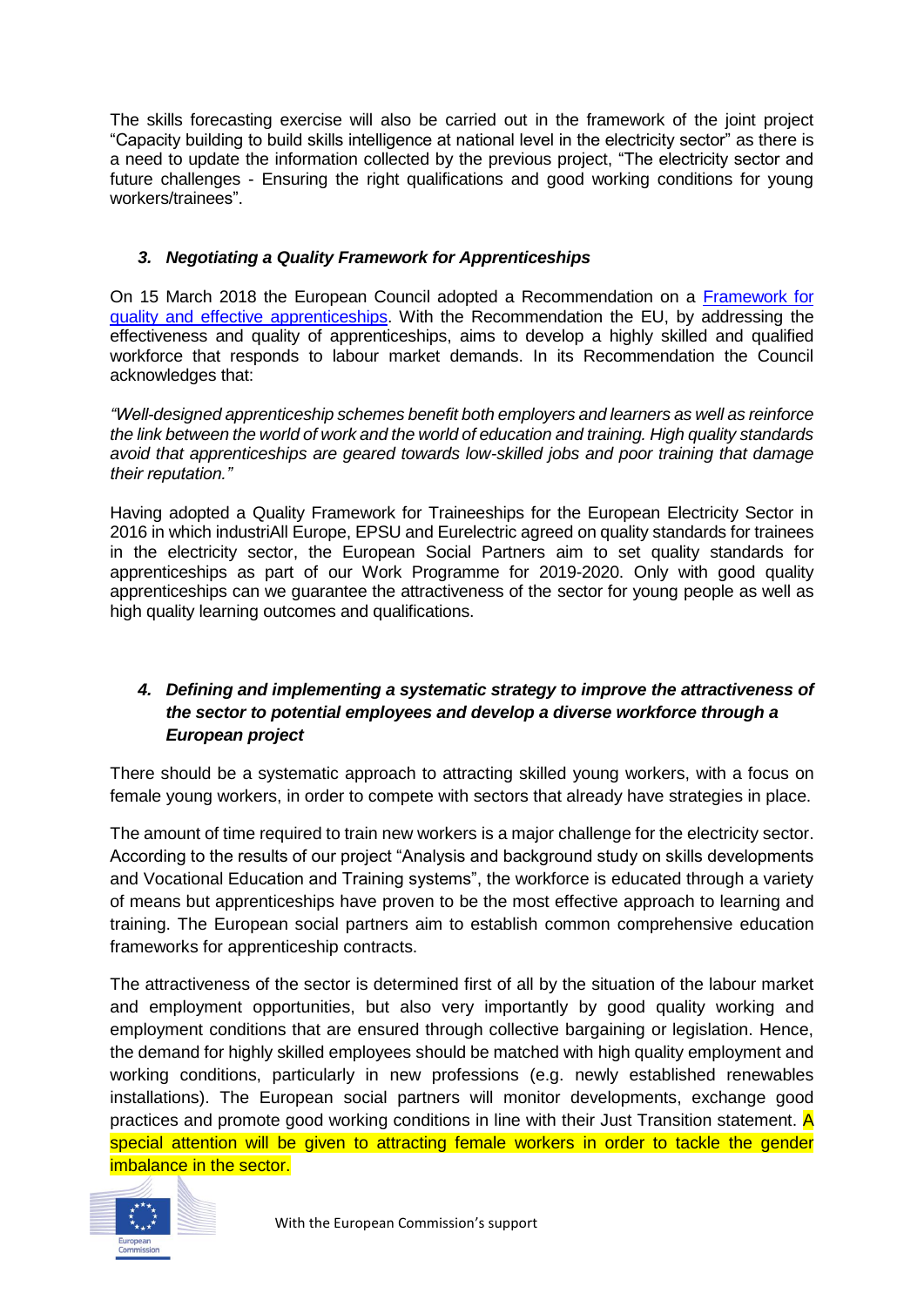The skills forecasting exercise will also be carried out in the framework of the joint project "Capacity building to build skills intelligence at national level in the electricity sector" as there is a need to update the information collected by the previous project, "The electricity sector and future challenges - Ensuring the right qualifications and good working conditions for young workers/trainees".

### *3. Negotiating a Quality Framework for Apprenticeships*

On 15 March 2018 the European Council adopted a Recommendation on a Framework for quality and effective apprenticeships. With the Recommendation the EU, by addressing the effectiveness and quality of apprenticeships, aims to develop a highly skilled and qualified workforce that responds to labour market demands. In its Recommendation the Council acknowledges that:

*"Well-designed apprenticeship schemes benefit both employers and learners as well as reinforce the link between the world of work and the world of education and training. High quality standards avoid that apprenticeships are geared towards low-skilled jobs and poor training that damage their reputation."*

Having adopted a Quality Framework for Traineeships for the European Electricity Sector in 2016 in which industriAll Europe, EPSU and Eurelectric agreed on quality standards for trainees in the electricity sector, the European Social Partners aim to set quality standards for apprenticeships as part of our Work Programme for 2019-2020. Only with good quality apprenticeships can we guarantee the attractiveness of the sector for young people as well as high quality learning outcomes and qualifications.

### *4. Defining and implementing a systematic strategy to improve the attractiveness of the sector to potential employees and develop a diverse workforce through a European project*

There should be a systematic approach to attracting skilled young workers, with a focus on female young workers, in order to compete with sectors that already have strategies in place.

The amount of time required to train new workers is a major challenge for the electricity sector. According to the results of our project "Analysis and background study on skills developments and Vocational Education and Training systems", the workforce is educated through a variety of means but apprenticeships have proven to be the most effective approach to learning and training. The European social partners aim to establish common comprehensive education frameworks for apprenticeship contracts.

The attractiveness of the sector is determined first of all by the situation of the labour market and employment opportunities, but also very importantly by good quality working and employment conditions that are ensured through collective bargaining or legislation. Hence, the demand for highly skilled employees should be matched with high quality employment and working conditions, particularly in new professions (e.g. newly established renewables installations). The European social partners will monitor developments, exchange good practices and promote good working conditions in line with their Just Transition statement. A special attention will be given to attracting female workers in order to tackle the gender imbalance in the sector.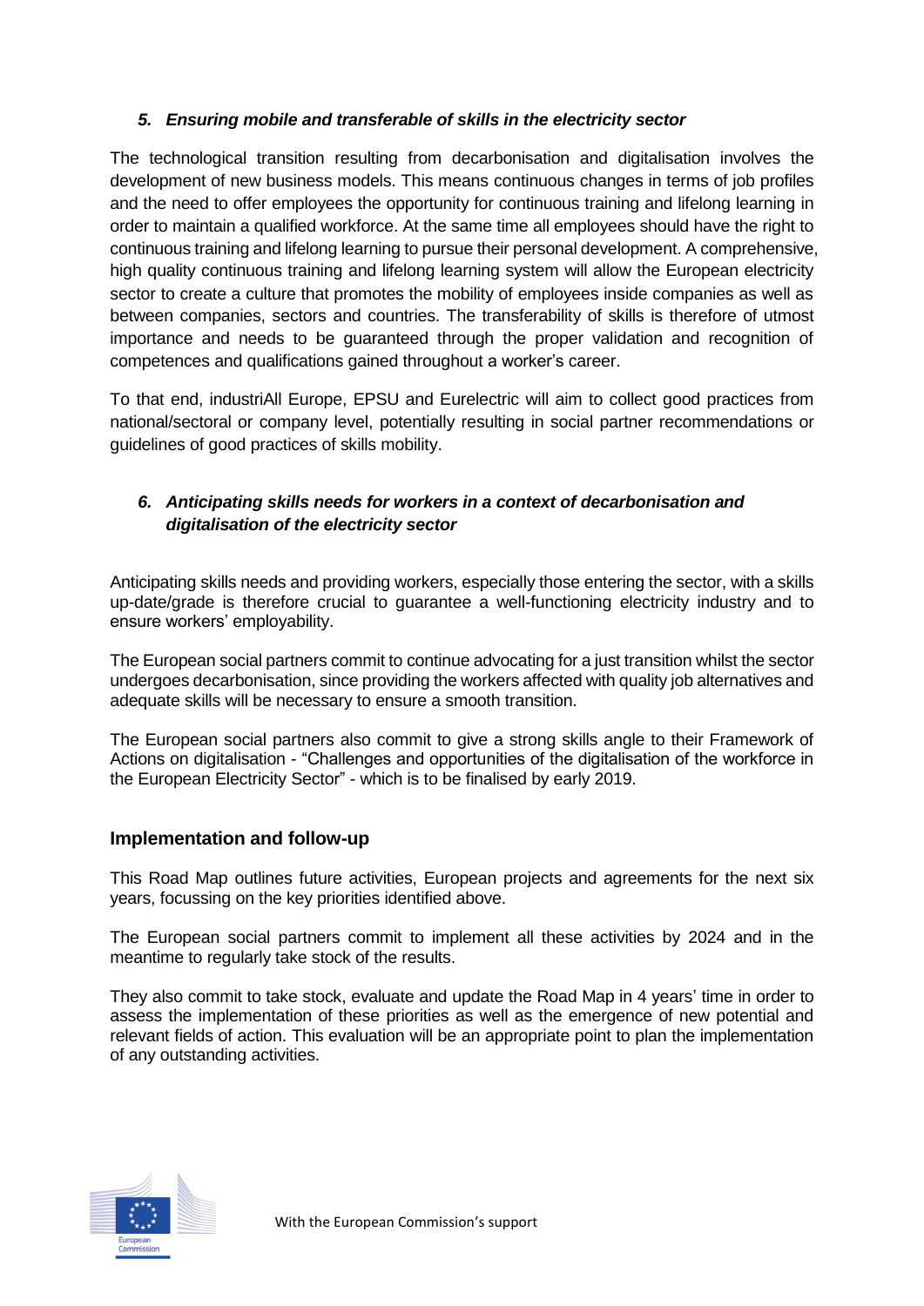### *5. Ensuring mobile and transferable of skills in the electricity sector*

The technological transition resulting from decarbonisation and digitalisation involves the development of new business models. This means continuous changes in terms of job profiles and the need to offer employees the opportunity for continuous training and lifelong learning in order to maintain a qualified workforce. At the same time all employees should have the right to continuous training and lifelong learning to pursue their personal development. A comprehensive, high quality continuous training and lifelong learning system will allow the European electricity sector to create a culture that promotes the mobility of employees inside companies as well as between companies, sectors and countries. The transferability of skills is therefore of utmost importance and needs to be guaranteed through the proper validation and recognition of competences and qualifications gained throughout a worker's career.

To that end, industriAll Europe, EPSU and Eurelectric will aim to collect good practices from national/sectoral or company level, potentially resulting in social partner recommendations or guidelines of good practices of skills mobility.

### *6. Anticipating skills needs for workers in a context of decarbonisation and digitalisation of the electricity sector*

Anticipating skills needs and providing workers, especially those entering the sector, with a skills up-date/grade is therefore crucial to guarantee a well-functioning electricity industry and to ensure workers' employability.

The European social partners commit to continue advocating for a just transition whilst the sector undergoes decarbonisation, since providing the workers affected with quality job alternatives and adequate skills will be necessary to ensure a smooth transition.

The European social partners also commit to give a strong skills angle to their Framework of Actions on digitalisation - "Challenges and opportunities of the digitalisation of the workforce in the European Electricity Sector" - which is to be finalised by early 2019.

## Implementation and follow-up

This Road Map outlines future activities, European projects and agreements for the next six years, focussing on the key priorities identified above.

The European social partners commit to implement all these activities by 2024 and in the meantime to regularly take stock of the results.

They also commit to take stock, evaluate and update the Road Map in 4 years' time in order to assess the implementation of these priorities as well as the emergence of new potential and relevant fields of action. This evaluation will be an appropriate point to plan the implementation of any outstanding activities.

With the European Commission's support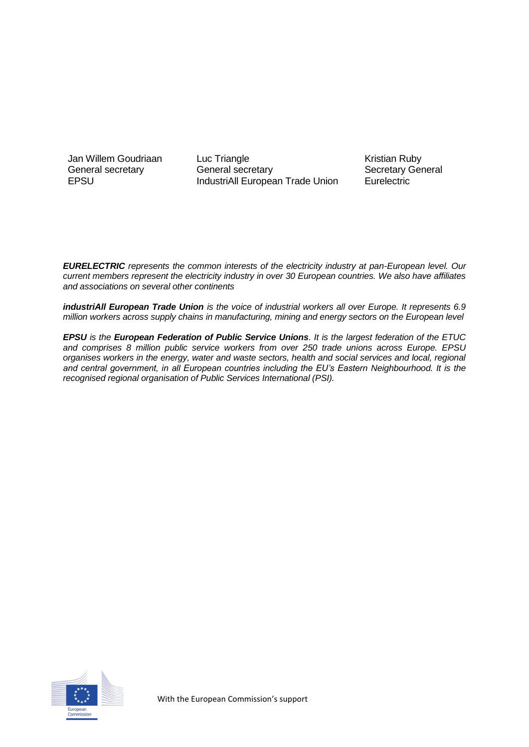| | | |
|---|---|---|
| Jan Willem Goudriaan<br>General secretary<br>EPSU | Luc Triangle<br>General secretary<br>IndustriAll European Trade Union | Kristian Ruby<br>Secretary General<br>Eurelectric |

***EURELECTRIC** represents the common interests of the electricity industry at pan-European level. Our current members represent the electricity industry in over 30 European countries. We also have affiliates and associations on several other continents*

***industriAll European Trade Union** is the voice of industrial workers all over Europe. It represents 6.9 million workers across supply chains in manufacturing, mining and energy sectors on the European level*

***EPSU** is the **European Federation of Public Service Unions**. It is the largest federation of the ETUC and comprises 8 million public service workers from over 250 trade unions across Europe. EPSU organises workers in the energy, water and waste sectors, health and social services and local, regional and central government, in all European countries including the EU's Eastern Neighbourhood. It is the recognised regional organisation of Public Services International (PSI).*

European Commission

With the European Commission's support